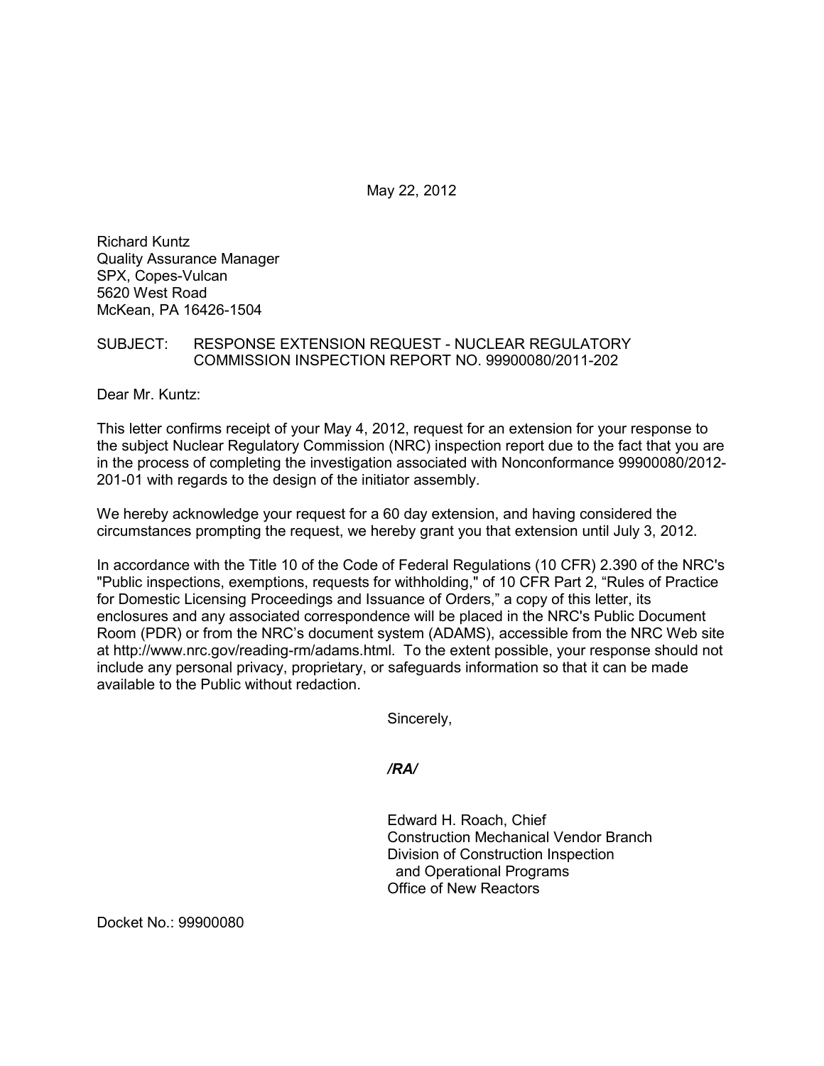May 22, 2012

Richard Kuntz
Quality Assurance Manager
SPX, Copes-Vulcan
5620 West Road
McKean, PA 16426-1504

SUBJECT: RESPONSE EXTENSION REQUEST - NUCLEAR REGULATORY COMMISSION INSPECTION REPORT NO. 99900080/2011-202

Dear Mr. Kuntz:

This letter confirms receipt of your May 4, 2012, request for an extension for your response to the subject Nuclear Regulatory Commission (NRC) inspection report due to the fact that you are in the process of completing the investigation associated with Nonconformance 99900080/2012-201-01 with regards to the design of the initiator assembly.

We hereby acknowledge your request for a 60 day extension, and having considered the circumstances prompting the request, we hereby grant you that extension until July 3, 2012.

In accordance with the Title 10 of the Code of Federal Regulations (10 CFR) 2.390 of the NRC's "Public inspections, exemptions, requests for withholding," of 10 CFR Part 2, "Rules of Practice for Domestic Licensing Proceedings and Issuance of Orders," a copy of this letter, its enclosures and any associated correspondence will be placed in the NRC's Public Document Room (PDR) or from the NRC's document system (ADAMS), accessible from the NRC Web site at http://www.nrc.gov/reading-rm/adams.html. To the extent possible, your response should not include any personal privacy, proprietary, or safeguards information so that it can be made available to the Public without redaction.

Sincerely,

*/RA/*

Edward H. Roach, Chief
Construction Mechanical Vendor Branch
Division of Construction Inspection
and Operational Programs
Office of New Reactors

Docket No.: 99900080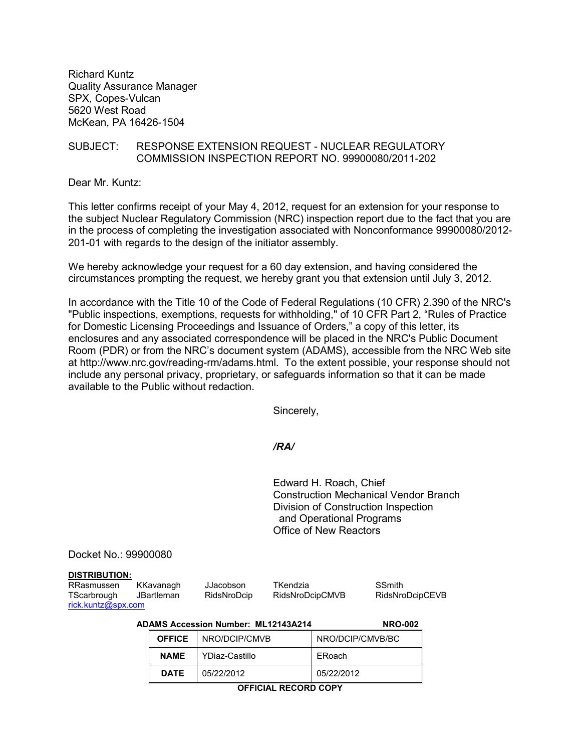Richard Kuntz
Quality Assurance Manager
SPX, Copes-Vulcan
5620 West Road
McKean, PA 16426-1504

SUBJECT: RESPONSE EXTENSION REQUEST - NUCLEAR REGULATORY COMMISSION INSPECTION REPORT NO. 99900080/2011-202

Dear Mr. Kuntz:

This letter confirms receipt of your May 4, 2012, request for an extension for your response to the subject Nuclear Regulatory Commission (NRC) inspection report due to the fact that you are in the process of completing the investigation associated with Nonconformance 99900080/2012-201-01 with regards to the design of the initiator assembly.

We hereby acknowledge your request for a 60 day extension, and having considered the circumstances prompting the request, we hereby grant you that extension until July 3, 2012.

In accordance with the Title 10 of the Code of Federal Regulations (10 CFR) 2.390 of the NRC's "Public inspections, exemptions, requests for withholding," of 10 CFR Part 2, "Rules of Practice for Domestic Licensing Proceedings and Issuance of Orders," a copy of this letter, its enclosures and any associated correspondence will be placed in the NRC's Public Document Room (PDR) or from the NRC's document system (ADAMS), accessible from the NRC Web site at http://www.nrc.gov/reading-rm/adams.html. To the extent possible, your response should not include any personal privacy, proprietary, or safeguards information so that it can be made available to the Public without redaction.

Sincerely,

*/RA/*

Edward H. Roach, Chief
Construction Mechanical Vendor Branch
Division of Construction Inspection
and Operational Programs
Office of New Reactors

Docket No.: 99900080

**DISTRIBUTION:**

| | | | | |
|---|---|---|---|---|
| RRasmussen | KKavanagh | JJacobson | TKendzia | SSmith |
| TScarbrough | JBartleman | RidsNroDcip | RidsNroDcipCMVB | RidsNroDcipCEVB |
| rick.kuntz@spx.com | | | | |

**ADAMS Accession Number: ML12143A214** **NRO-002**

| **OFFICE** | NRO/DCIP/CMVB | NRO/DCIP/CMVB/BC |
|---|---|---|
| **NAME** | YDiaz-Castillo | ERoach |
| **DATE** | 05/22/2012 | 05/22/2012 |

**OFFICIAL RECORD COPY**